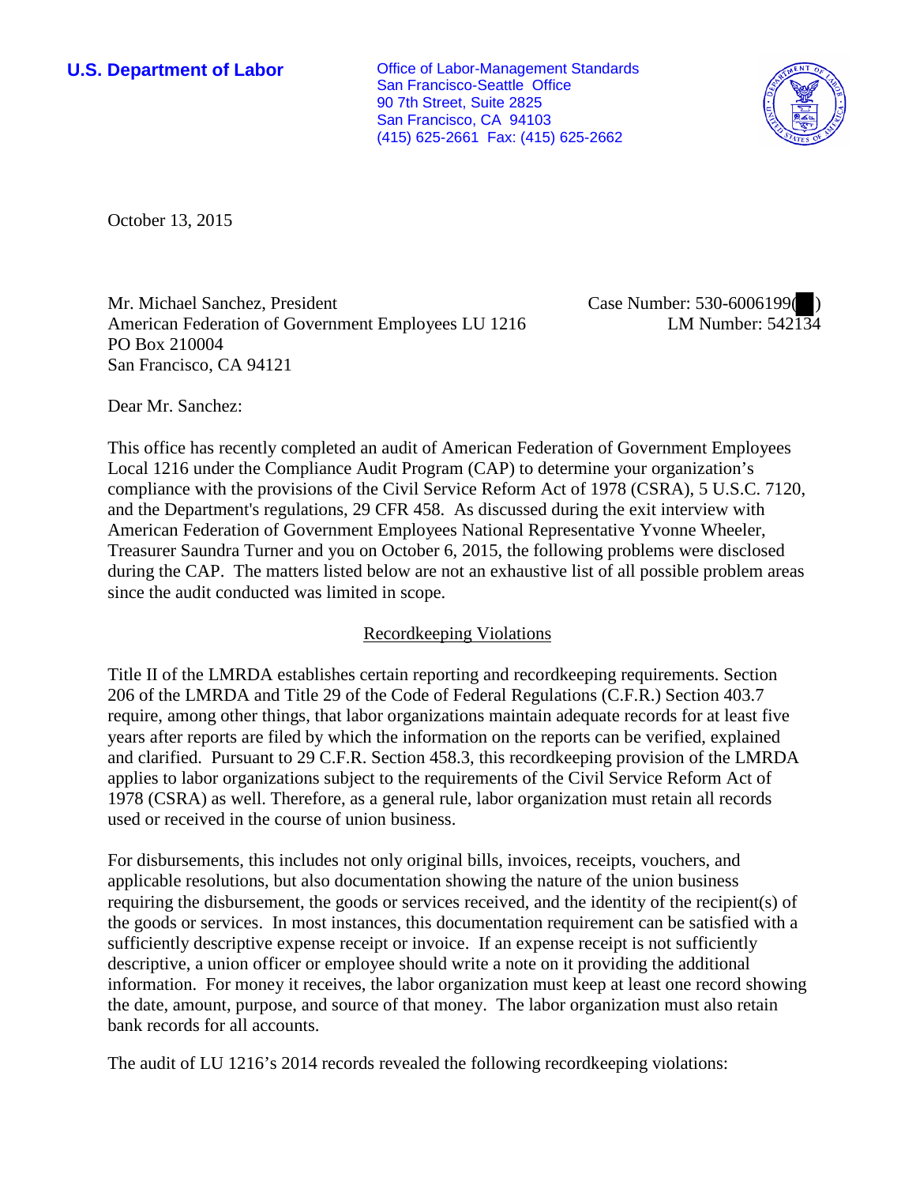**U.S. Department of Labor**

Office of Labor-Management Standards
San Francisco-Seattle Office
90 7th Street, Suite 2825
San Francisco, CA 94103
(415) 625-2661 Fax: (415) 625-2662

October 13, 2015

Mr. Michael Sanchez, President
American Federation of Government Employees LU 1216
PO Box 210004
San Francisco, CA 94121

Case Number: 530-6006199( )
LM Number: 542134

Dear Mr. Sanchez:

This office has recently completed an audit of American Federation of Government Employees Local 1216 under the Compliance Audit Program (CAP) to determine your organization's compliance with the provisions of the Civil Service Reform Act of 1978 (CSRA), 5 U.S.C. 7120, and the Department's regulations, 29 CFR 458. As discussed during the exit interview with American Federation of Government Employees National Representative Yvonne Wheeler, Treasurer Saundra Turner and you on October 6, 2015, the following problems were disclosed during the CAP. The matters listed below are not an exhaustive list of all possible problem areas since the audit conducted was limited in scope.

## Recordkeeping Violations

Title II of the LMRDA establishes certain reporting and recordkeeping requirements. Section 206 of the LMRDA and Title 29 of the Code of Federal Regulations (C.F.R.) Section 403.7 require, among other things, that labor organizations maintain adequate records for at least five years after reports are filed by which the information on the reports can be verified, explained and clarified. Pursuant to 29 C.F.R. Section 458.3, this recordkeeping provision of the LMRDA applies to labor organizations subject to the requirements of the Civil Service Reform Act of 1978 (CSRA) as well. Therefore, as a general rule, labor organization must retain all records used or received in the course of union business.

For disbursements, this includes not only original bills, invoices, receipts, vouchers, and applicable resolutions, but also documentation showing the nature of the union business requiring the disbursement, the goods or services received, and the identity of the recipient(s) of the goods or services. In most instances, this documentation requirement can be satisfied with a sufficiently descriptive expense receipt or invoice. If an expense receipt is not sufficiently descriptive, a union officer or employee should write a note on it providing the additional information. For money it receives, the labor organization must keep at least one record showing the date, amount, purpose, and source of that money. The labor organization must also retain bank records for all accounts.

The audit of LU 1216's 2014 records revealed the following recordkeeping violations: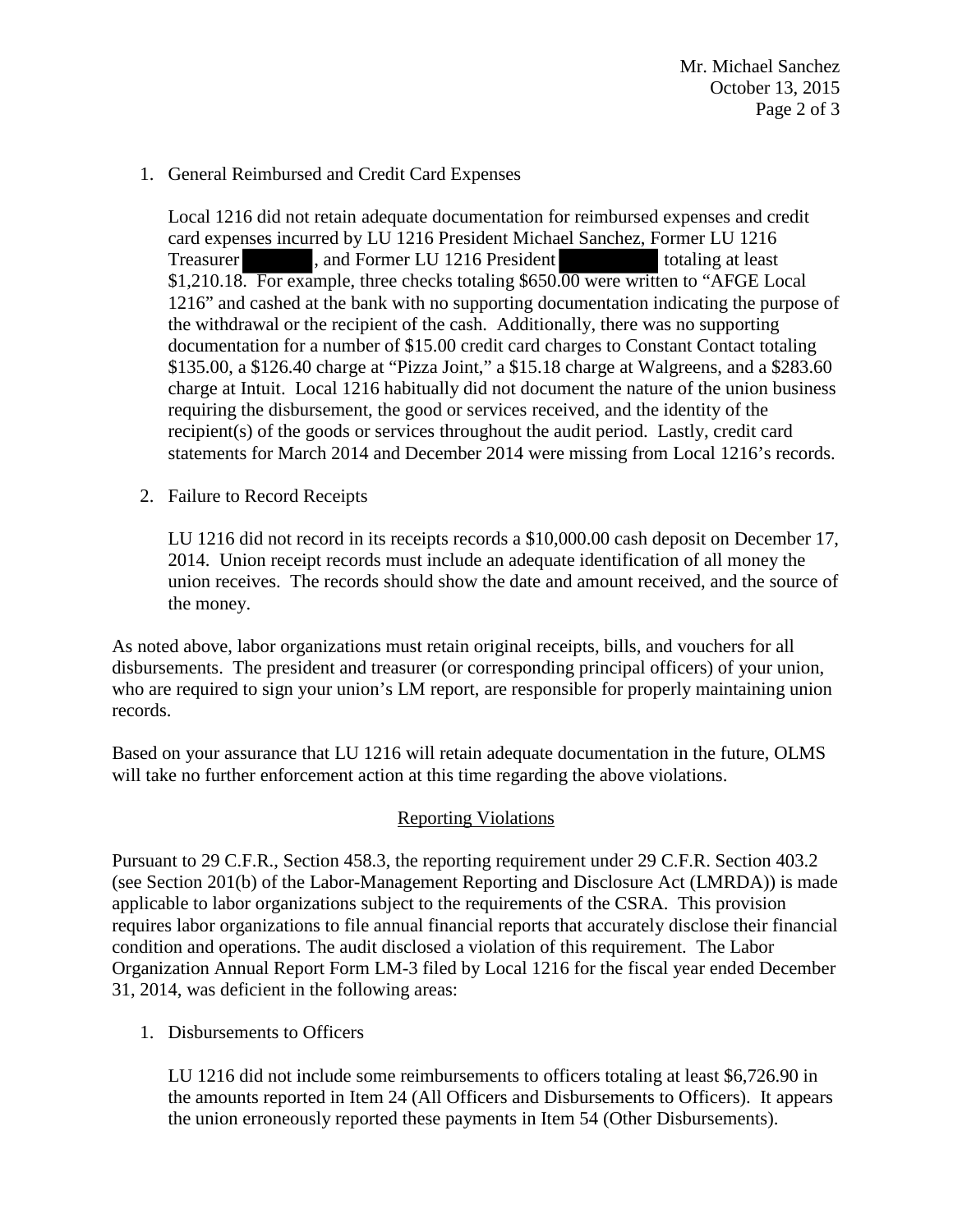1. General Reimbursed and Credit Card Expenses

   Local 1216 did not retain adequate documentation for reimbursed expenses and credit card expenses incurred by LU 1216 President Michael Sanchez, Former LU 1216 Treasurer ██████, and Former LU 1216 President ████████ totaling at least $1,210.18. For example, three checks totaling $650.00 were written to "AFGE Local 1216" and cashed at the bank with no supporting documentation indicating the purpose of the withdrawal or the recipient of the cash. Additionally, there was no supporting documentation for a number of $15.00 credit card charges to Constant Contact totaling $135.00, a $126.40 charge at "Pizza Joint," a $15.18 charge at Walgreens, and a $283.60 charge at Intuit. Local 1216 habitually did not document the nature of the union business requiring the disbursement, the good or services received, and the identity of the recipient(s) of the goods or services throughout the audit period. Lastly, credit card statements for March 2014 and December 2014 were missing from Local 1216's records.

2. Failure to Record Receipts

   LU 1216 did not record in its receipts records a $10,000.00 cash deposit on December 17, 2014. Union receipt records must include an adequate identification of all money the union receives. The records should show the date and amount received, and the source of the money.

As noted above, labor organizations must retain original receipts, bills, and vouchers for all disbursements. The president and treasurer (or corresponding principal officers) of your union, who are required to sign your union's LM report, are responsible for properly maintaining union records.

Based on your assurance that LU 1216 will retain adequate documentation in the future, OLMS will take no further enforcement action at this time regarding the above violations.

## Reporting Violations

Pursuant to 29 C.F.R., Section 458.3, the reporting requirement under 29 C.F.R. Section 403.2 (see Section 201(b) of the Labor-Management Reporting and Disclosure Act (LMRDA)) is made applicable to labor organizations subject to the requirements of the CSRA. This provision requires labor organizations to file annual financial reports that accurately disclose their financial condition and operations. The audit disclosed a violation of this requirement. The Labor Organization Annual Report Form LM-3 filed by Local 1216 for the fiscal year ended December 31, 2014, was deficient in the following areas:

1. Disbursements to Officers

   LU 1216 did not include some reimbursements to officers totaling at least $6,726.90 in the amounts reported in Item 24 (All Officers and Disbursements to Officers). It appears the union erroneously reported these payments in Item 54 (Other Disbursements).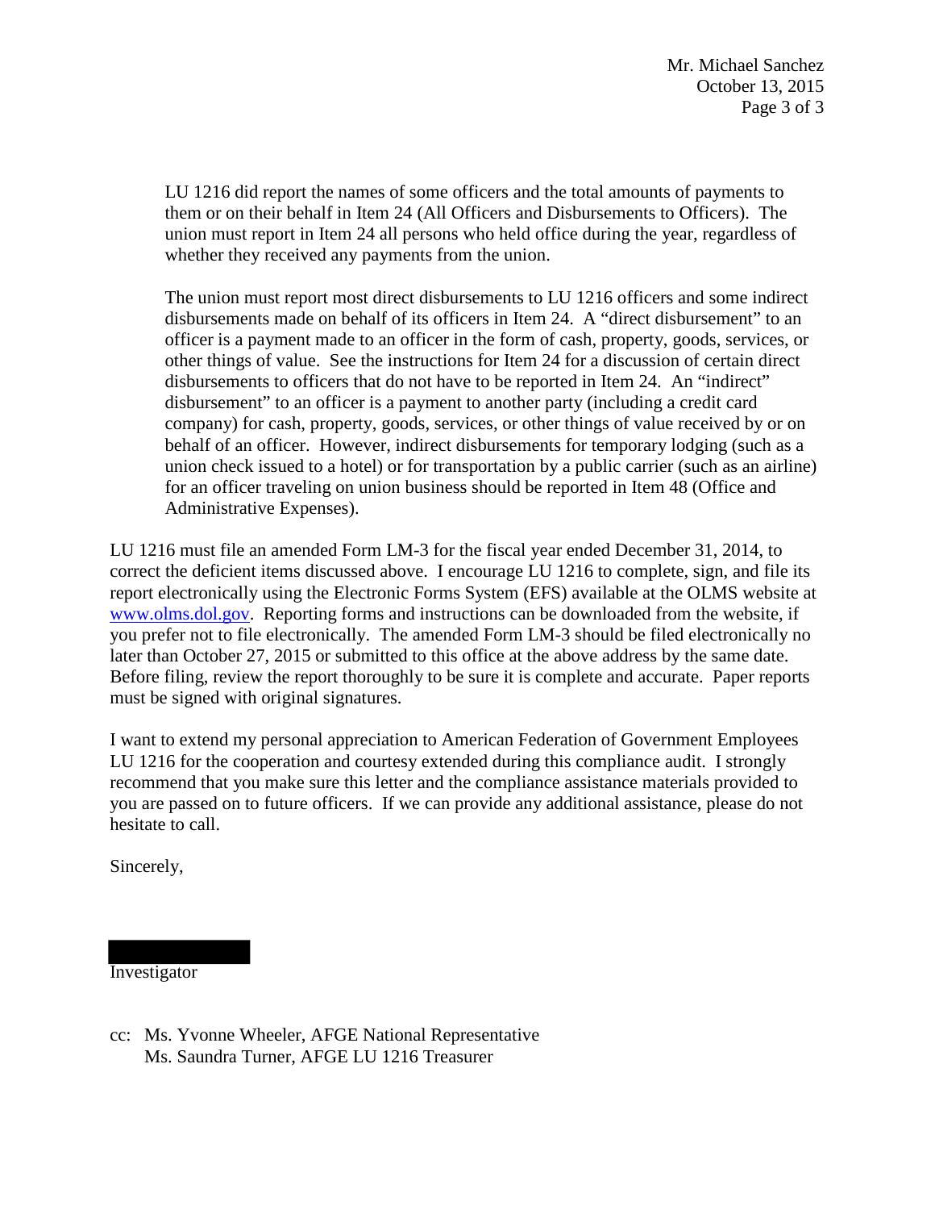LU 1216 did report the names of some officers and the total amounts of payments to them or on their behalf in Item 24 (All Officers and Disbursements to Officers). The union must report in Item 24 all persons who held office during the year, regardless of whether they received any payments from the union.

The union must report most direct disbursements to LU 1216 officers and some indirect disbursements made on behalf of its officers in Item 24. A "direct disbursement" to an officer is a payment made to an officer in the form of cash, property, goods, services, or other things of value. See the instructions for Item 24 for a discussion of certain direct disbursements to officers that do not have to be reported in Item 24. An "indirect" disbursement" to an officer is a payment to another party (including a credit card company) for cash, property, goods, services, or other things of value received by or on behalf of an officer. However, indirect disbursements for temporary lodging (such as a union check issued to a hotel) or for transportation by a public carrier (such as an airline) for an officer traveling on union business should be reported in Item 48 (Office and Administrative Expenses).

LU 1216 must file an amended Form LM-3 for the fiscal year ended December 31, 2014, to correct the deficient items discussed above. I encourage LU 1216 to complete, sign, and file its report electronically using the Electronic Forms System (EFS) available at the OLMS website at www.olms.dol.gov. Reporting forms and instructions can be downloaded from the website, if you prefer not to file electronically. The amended Form LM-3 should be filed electronically no later than October 27, 2015 or submitted to this office at the above address by the same date. Before filing, review the report thoroughly to be sure it is complete and accurate. Paper reports must be signed with original signatures.

I want to extend my personal appreciation to American Federation of Government Employees LU 1216 for the cooperation and courtesy extended during this compliance audit. I strongly recommend that you make sure this letter and the compliance assistance materials provided to you are passed on to future officers. If we can provide any additional assistance, please do not hesitate to call.

Sincerely,

Investigator

cc: Ms. Yvonne Wheeler, AFGE National Representative
Ms. Saundra Turner, AFGE LU 1216 Treasurer